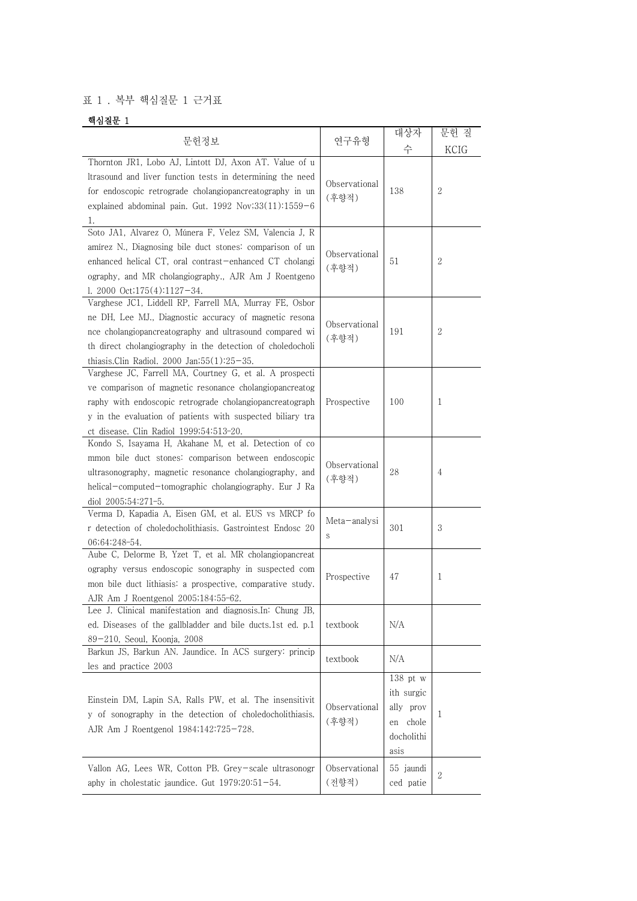표 1 . 복부 핵심질문 1 근거표

**핵심질문 1**

| 문헌정보 | 연구유형 | 대상자 수 | 문헌 질 KCIG |
|---|---|---|---|
| Thornton JR1, Lobo AJ, Lintott DJ, Axon AT. Value of ultrasound and liver function tests in determining the need for endoscopic retrograde cholangiopancreatography in unexplained abdominal pain. Gut. 1992 Nov;33(11):1559-61. | Observational (후향적) | 138 | 2 |
| Soto JA1, Alvarez O, Múnera F, Velez SM, Valencia J, Ramírez N., Diagnosing bile duct stones: comparison of unenhanced helical CT, oral contrast-enhanced CT cholangiography, and MR cholangiography., AJR Am J Roentgenol. 2000 Oct;175(4):1127-34. | Observational (후향적) | 51 | 2 |
| Varghese JC1, Liddell RP, Farrell MA, Murray FE, Osborne DH, Lee MJ., Diagnostic accuracy of magnetic resonance cholangiopancreatography and ultrasound compared with direct cholangiography in the detection of choledocholithiasis.Clin Radiol. 2000 Jan;55(1):25-35. | Observational (후향적) | 191 | 2 |
| Varghese JC, Farrell MA, Courtney G, et al. A prospective comparison of magnetic resonance cholangiopancreatography with endoscopic retrograde cholangiopancreatography in the evaluation of patients with suspected biliary tract disease. Clin Radiol 1999;54:513-20. | Prospective | 100 | 1 |
| Kondo S, Isayama H, Akahane M, et al. Detection of common bile duct stones: comparison between endoscopic ultrasonography, magnetic resonance cholangiography, and helical-computed-tomographic cholangiography. Eur J Radiol 2005;54:271-5. | Observational (후향적) | 28 | 4 |
| Verma D, Kapadia A, Eisen GM, et al. EUS vs MRCP for detection of choledocholithiasis. Gastrointest Endosc 2006;64:248-54. | Meta-analysis | 301 | 3 |
| Aube C, Delorme B, Yzet T, et al. MR cholangiopancreatography versus endoscopic sonography in suspected common bile duct lithiasis: a prospective, comparative study. AJR Am J Roentgenol 2005;184:55-62. | Prospective | 47 | 1 |
| Lee J. Clinical manifestation and diagnosis.In: Chung JB, ed. Diseases of the gallbladder and bile ducts.1st ed. p.189-210, Seoul, Koonja, 2008 | textbook | N/A | |
| Barkun JS, Barkun AN. Jaundice. In ACS surgery: principles and practice 2003 | textbook | N/A | |
| Einstein DM, Lapin SA, Ralls PW, et al. The insensitivity of sonography in the detection of choledocholithiasis. AJR Am J Roentgenol 1984;142:725-728. | Observational (후향적) | 138 pt with surgically proven choledocholithiasis | 1 |
| Vallon AG, Lees WR, Cotton PB. Grey-scale ultrasonography in cholestatic jaundice. Gut 1979;20:51-54. | Observational (전향적) | 55 jaundiced patie | 2 |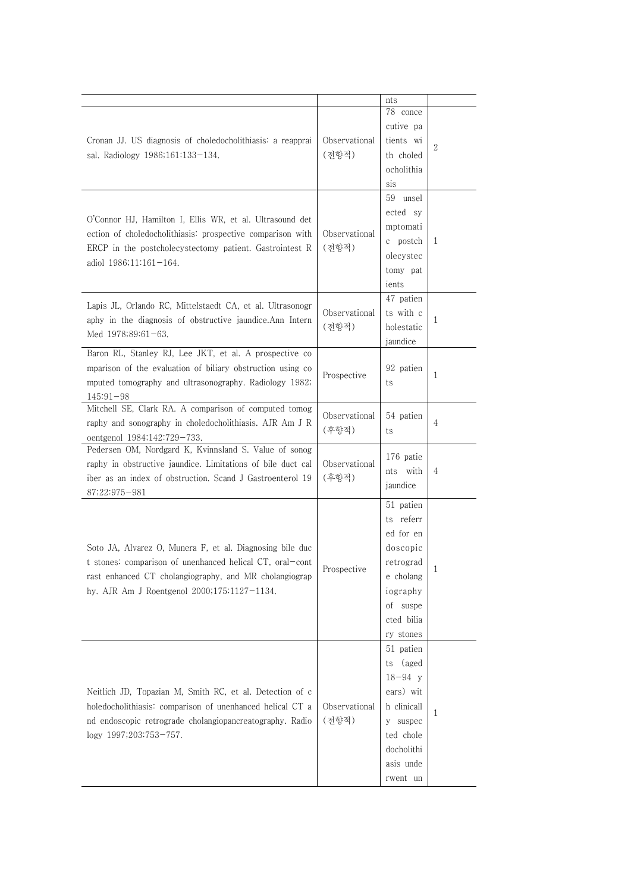| | | | |
|---|---|---|---|
| | | nts | |
| Cronan JJ. US diagnosis of choledocholithiasis: a reappraisal. Radiology 1986;161:133−134. | Observational (전향적) | 78 concecutive patients with choledocholithiasis | 2 |
| O'Connor HJ, Hamilton I, Ellis WR, et al. Ultrasound detection of choledocholithiasis: prospective comparison with ERCP in the postcholecystectomy patient. Gastrointest Radiol 1986;11:161−164. | Observational (전향적) | 59 unselected symptomatic postcholecystectomy patients | 1 |
| Lapis JL, Orlando RC, Mittelstaedt CA, et al. Ultrasonography in the diagnosis of obstructive jaundice.Ann Intern Med 1978;89:61−63. | Observational (전향적) | 47 patients with cholestatic jaundice | 1 |
| Baron RL, Stanley RJ, Lee JKT, et al. A prospective comparison of the evaluation of biliary obstruction using computed tomography and ultrasonography. Radiology 1982;145:91−98 | Prospective | 92 patients | 1 |
| Mitchell SE, Clark RA. A comparison of computed tomography and sonography in choledocholithiasis. AJR Am J Roentgenol 1984;142:729−733. | Observational (후향적) | 54 patients | 4 |
| Pedersen OM, Nordgard K, Kvinnsland S. Value of sonography in obstructive jaundice. Limitations of bile duct caliber as an index of obstruction. Scand J Gastroenterol 1987;22:975−981 | Observational (후향적) | 176 patients with jaundice | 4 |
| Soto JA, Alvarez O, Munera F, et al. Diagnosing bile duct stones: comparison of unenhanced helical CT, oral−contrast enhanced CT cholangiography, and MR cholangiography. AJR Am J Roentgenol 2000;175:1127−1134. | Prospective | 51 patients referred for endoscopic retrograde cholangiography of suspected biliary stones | 1 |
| Neitlich JD, Topazian M, Smith RC, et al. Detection of choledocholithiasis: comparison of unenhanced helical CT and endoscopic retrograde cholangiopancreatography. Radiology 1997;203:753−757. | Observational (전향적) | 51 patients (aged 18−94 years) with clinically suspected choledocholithiasis underwent un | 1 |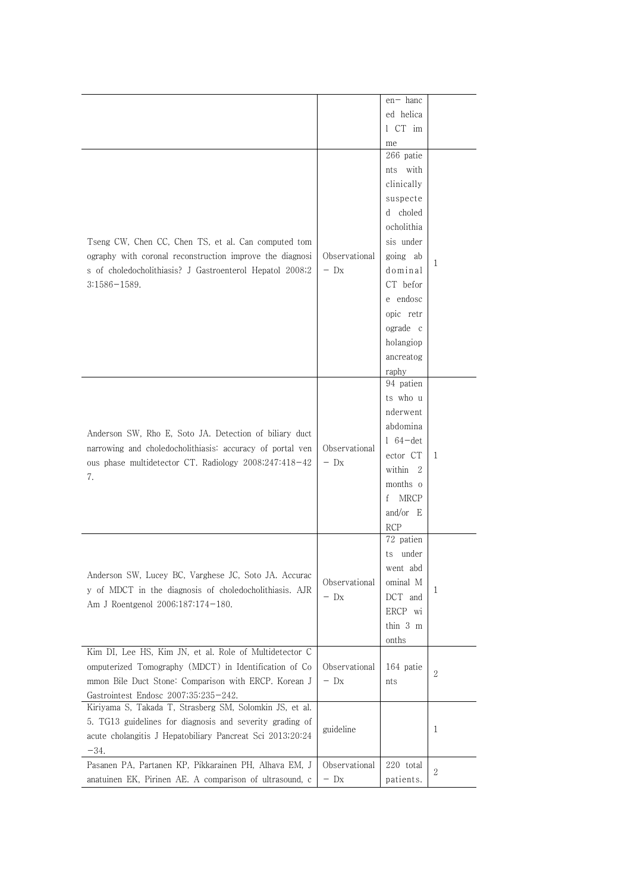| | | | |
|---|---|---|---|
| | | en- hanced helical CT imme | |
| Tseng CW, Chen CC, Chen TS, et al. Can computed tomography with coronal reconstruction improve the diagnosis of choledocholithiasis? J Gastroenterol Hepatol 2008;23:1586-1589. | Observational - Dx | 266 patients with clinically suspected choledocholithiasis under going abdominal CT before endoscopic retrograde cholangiopancreatography | 1 |
| Anderson SW, Rho E, Soto JA. Detection of biliary duct narrowing and choledocholithiasis: accuracy of portal venous phase multidetector CT. Radiology 2008;247:418-427. | Observational - Dx | 94 patients who underwent abdominal 64-detector CT within 2 months of MRCP and/or ERCP | 1 |
| Anderson SW, Lucey BC, Varghese JC, Soto JA. Accuracy of MDCT in the diagnosis of choledocholithiasis. AJR Am J Roentgenol 2006;187:174-180. | Observational - Dx | 72 patients underwent abdominal MDCT and ERCP within 3 months | 1 |
| Kim DI, Lee HS, Kim JN, et al. Role of Multidetector Computerized Tomography (MDCT) in Identification of Common Bile Duct Stone: Comparison with ERCP. Korean J Gastrointest Endosc 2007;35:235-242. | Observational - Dx | 164 patients | 2 |
| Kiriyama S, Takada T, Strasberg SM, Solomkin JS, et al. 5. TG13 guidelines for diagnosis and severity grading of acute cholangitis J Hepatobiliary Pancreat Sci 2013;20:24-34. | guideline | | 1 |
| Pasanen PA, Partanen KP, Pikkarainen PH, Alhava EM, Janatuinen EK, Pirinen AE. A comparison of ultrasound, c | Observational - Dx | 220 total patients. | 2 |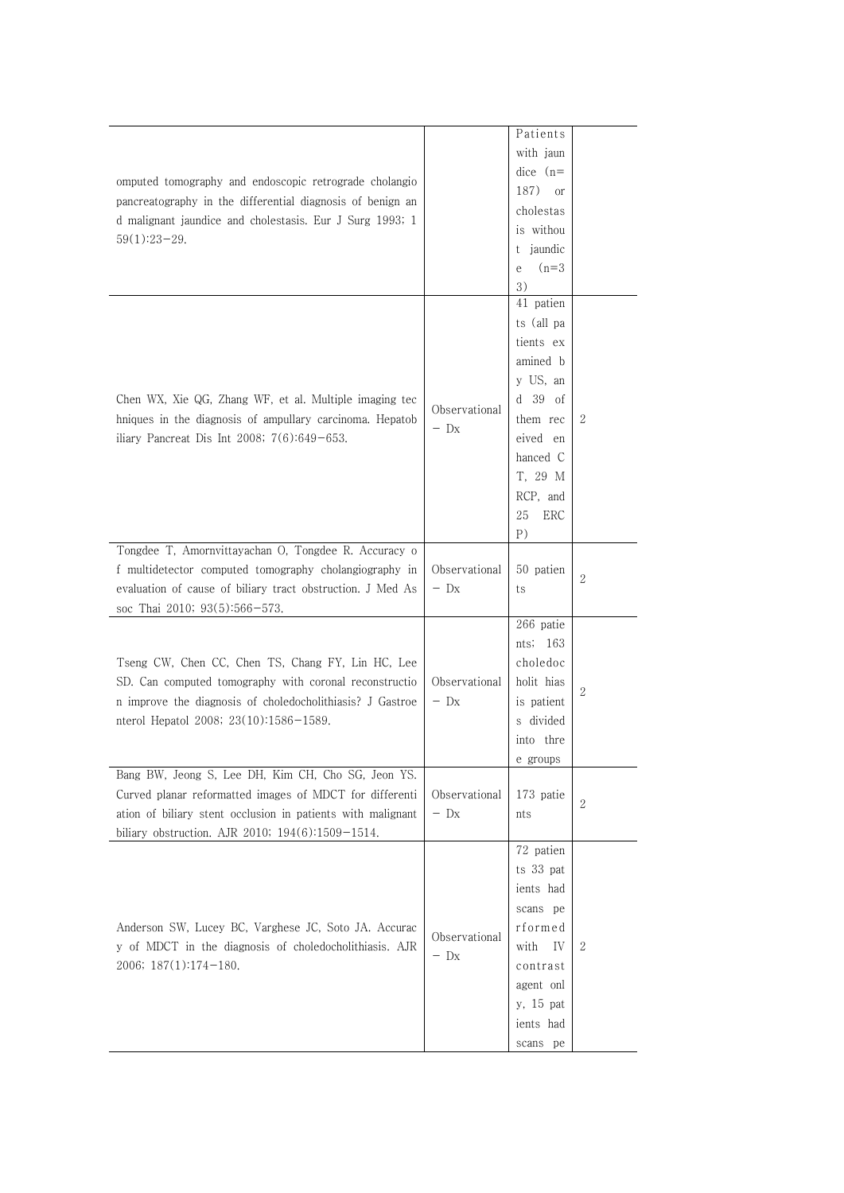| | | | |
|---|---|---|---|
| omputed tomography and endoscopic retrograde cholangiopancreatography in the differential diagnosis of benign and malignant jaundice and cholestasis. Eur J Surg 1993; 159(1):23–29. | | Patients with jaundice (n=187) or cholestasis without jaundice (n=33) | |
| Chen WX, Xie QG, Zhang WF, et al. Multiple imaging techniques in the diagnosis of ampullary carcinoma. Hepatobiliary Pancreat Dis Int 2008; 7(6):649–653. | Observational – Dx | 41 patients (all patients examined by US, and 39 of them received enhanced CT, 29 MRCP, and 25 ERCP) | 2 |
| Tongdee T, Amornvittayachan O, Tongdee R. Accuracy of multidetector computed tomography cholangiography in evaluation of cause of biliary tract obstruction. J Med Assoc Thai 2010; 93(5):566–573. | Observational – Dx | 50 patients | 2 |
| Tseng CW, Chen CC, Chen TS, Chang FY, Lin HC, Lee SD. Can computed tomography with coronal reconstruction improve the diagnosis of choledocholithiasis? J Gastroenterol Hepatol 2008; 23(10):1586–1589. | Observational – Dx | 266 patients; 163 choledocholithiasis patients divided into three groups | 2 |
| Bang BW, Jeong S, Lee DH, Kim CH, Cho SG, Jeon YS. Curved planar reformatted images of MDCT for differentiation of biliary stent occlusion in patients with malignant biliary obstruction. AJR 2010; 194(6):1509–1514. | Observational – Dx | 173 patients | 2 |
| Anderson SW, Lucey BC, Varghese JC, Soto JA. Accuracy of MDCT in the diagnosis of choledocholithiasis. AJR 2006; 187(1):174–180. | Observational – Dx | 72 patients 33 patients had scans performed with IV contrast agent only, 15 patients had scans pe | 2 |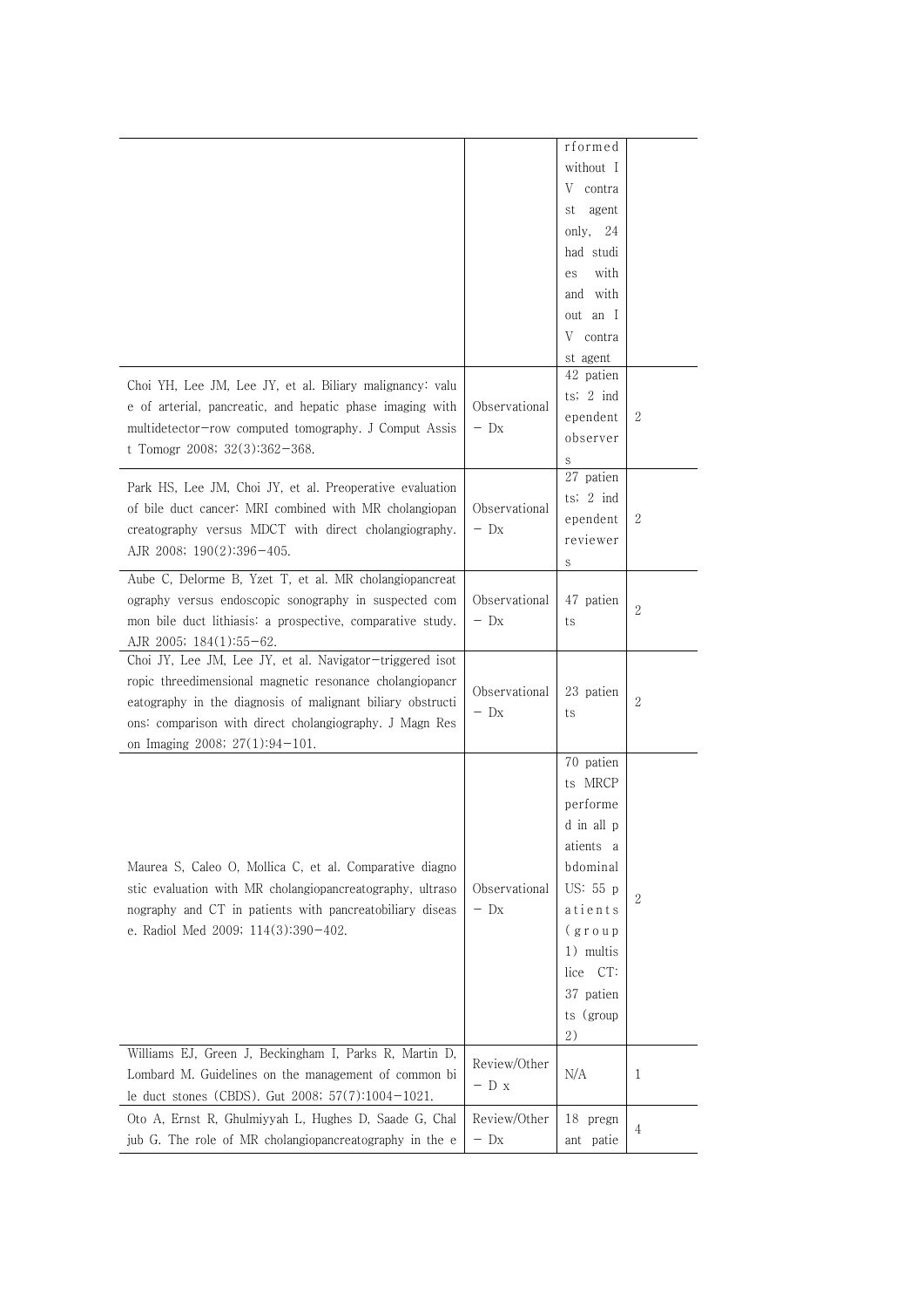| | | | |
|---|---|---|---|
| | | rformed without IV contrast agent only, 24 had studies with and without an IV contrast agent | |
| Choi YH, Lee JM, Lee JY, et al. Biliary malignancy: value of arterial, pancreatic, and hepatic phase imaging with multidetector-row computed tomography. J Comput Assist Tomogr 2008; 32(3):362-368. | Observational - Dx | 42 patients; 2 independent observers | 2 |
| Park HS, Lee JM, Choi JY, et al. Preoperative evaluation of bile duct cancer: MRI combined with MR cholangiopancreatography versus MDCT with direct cholangiography. AJR 2008; 190(2):396-405. | Observational - Dx | 27 patients; 2 independent reviewers | 2 |
| Aube C, Delorme B, Yzet T, et al. MR cholangiopancreatography versus endoscopic sonography in suspected common bile duct lithiasis: a prospective, comparative study. AJR 2005; 184(1):55-62. | Observational - Dx | 47 patients | 2 |
| Choi JY, Lee JM, Lee JY, et al. Navigator-triggered isotropic threedimensional magnetic resonance cholangiopancreatography in the diagnosis of malignant biliary obstructions: comparison with direct cholangiography. J Magn Reson Imaging 2008; 27(1):94-101. | Observational - Dx | 23 patients | 2 |
| Maurea S, Caleo O, Mollica C, et al. Comparative diagnostic evaluation with MR cholangiopancreatography, ultrasonography and CT in patients with pancreatobiliary disease. Radiol Med 2009; 114(3):390-402. | Observational - Dx | 70 patients MRCP performed in all patients abdominal US: 55 patients (group 1) multislice CT: 37 patients (group 2) | 2 |
| Williams EJ, Green J, Beckingham I, Parks R, Martin D, Lombard M. Guidelines on the management of common bile duct stones (CBDS). Gut 2008; 57(7):1004-1021. | Review/Other - Dx | N/A | 1 |
| Oto A, Ernst R, Ghulmiyyah L, Hughes D, Saade G, Chaljub G. The role of MR cholangiopancreatography in the e | Review/Other - Dx | 18 pregnant patie | 4 |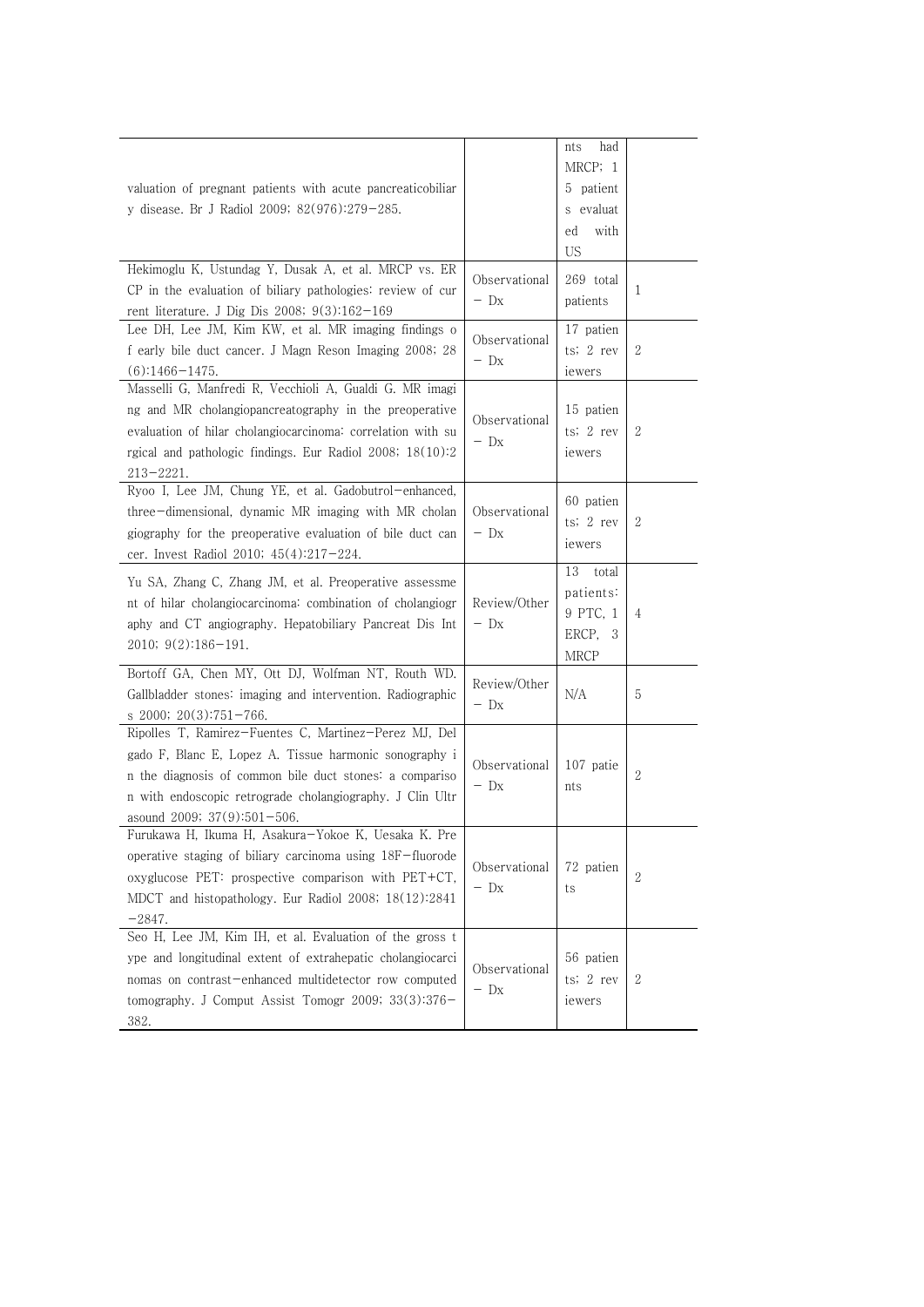| | | | |
|---|---|---|---|
| valuation of pregnant patients with acute pancreaticobiliary disease. Br J Radiol 2009; 82(976):279–285. | | nts had MRCP; 15 patients evaluated with US | |
| Hekimoglu K, Ustundag Y, Dusak A, et al. MRCP vs. ERCP in the evaluation of biliary pathologies: review of current literature. J Dig Dis 2008; 9(3):162–169 | Observational – Dx | 269 total patients | 1 |
| Lee DH, Lee JM, Kim KW, et al. MR imaging findings of early bile duct cancer. J Magn Reson Imaging 2008; 28(6):1466–1475. | Observational – Dx | 17 patients; 2 reviewers | 2 |
| Masselli G, Manfredi R, Vecchioli A, Gualdi G. MR imaging and MR cholangiopancreatography in the preoperative evaluation of hilar cholangiocarcinoma: correlation with surgical and pathologic findings. Eur Radiol 2008; 18(10):2213–2221. | Observational – Dx | 15 patients; 2 reviewers | 2 |
| Ryoo I, Lee JM, Chung YE, et al. Gadobutrol–enhanced, three–dimensional, dynamic MR imaging with MR cholangiography for the preoperative evaluation of bile duct cancer. Invest Radiol 2010; 45(4):217–224. | Observational – Dx | 60 patients; 2 reviewers | 2 |
| Yu SA, Zhang C, Zhang JM, et al. Preoperative assessment of hilar cholangiocarcinoma: combination of cholangiography and CT angiography. Hepatobiliary Pancreat Dis Int 2010; 9(2):186–191. | Review/Other – Dx | 13 total patients: 9 PTC, 1 ERCP, 3 MRCP | 4 |
| Bortoff GA, Chen MY, Ott DJ, Wolfman NT, Routh WD. Gallbladder stones: imaging and intervention. Radiographics 2000; 20(3):751–766. | Review/Other – Dx | N/A | 5 |
| Ripolles T, Ramirez–Fuentes C, Martinez–Perez MJ, Delgado F, Blanc E, Lopez A. Tissue harmonic sonography in the diagnosis of common bile duct stones: a comparison with endoscopic retrograde cholangiography. J Clin Ultrasound 2009; 37(9):501–506. | Observational – Dx | 107 patients | 2 |
| Furukawa H, Ikuma H, Asakura–Yokoe K, Uesaka K. Preoperative staging of biliary carcinoma using 18F–fluorodeoxyglucose PET: prospective comparison with PET+CT, MDCT and histopathology. Eur Radiol 2008; 18(12):2841–2847. | Observational – Dx | 72 patients | 2 |
| Seo H, Lee JM, Kim IH, et al. Evaluation of the gross type and longitudinal extent of extrahepatic cholangiocarcinomas on contrast–enhanced multidetector row computed tomography. J Comput Assist Tomogr 2009; 33(3):376–382. | Observational – Dx | 56 patients; 2 reviewers | 2 |